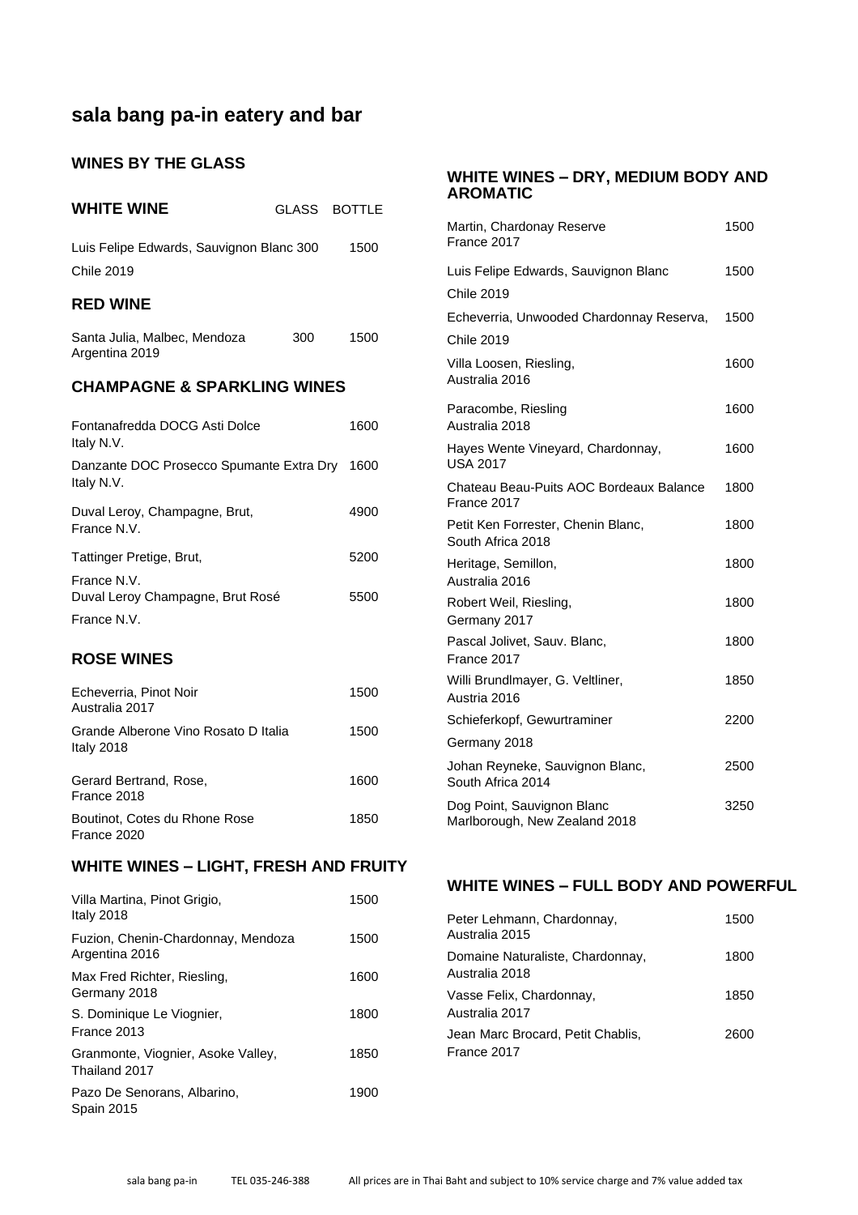# sala bang pa-in eatery and bar

## WINES BY THE GLASS

### WHITE WINE

| | GLASS | BOTTLE |
|---|---|---|
| Luis Felipe Edwards, Sauvignon Blanc<br>Chile 2019 | 300 | 1500 |

### RED WINE

| | GLASS | BOTTLE |
|---|---|---|
| Santa Julia, Malbec, Mendoza<br>Argentina 2019 | 300 | 1500 |

## CHAMPAGNE & SPARKLING WINES

| | |
|---|---|
| Fontanafredda DOCG Asti Dolce<br>Italy N.V. | 1600 |
| Danzante DOC Prosecco Spumante Extra Dry<br>Italy N.V. | 1600 |
| Duval Leroy, Champagne, Brut,<br>France N.V. | 4900 |
| Tattinger Pretige, Brut,<br>France N.V. | 5200 |
| Duval Leroy Champagne, Brut Rosé<br>France N.V. | 5500 |

## ROSE WINES

| | |
|---|---|
| Echeverria, Pinot Noir<br>Australia 2017 | 1500 |
| Grande Alberone Vino Rosato D Italia<br>Italy 2018 | 1500 |
| Gerard Bertrand, Rose,<br>France 2018 | 1600 |
| Boutinot, Cotes du Rhone Rose<br>France 2020 | 1850 |

## WHITE WINES – LIGHT, FRESH AND FRUITY

| | |
|---|---|
| Villa Martina, Pinot Grigio,<br>Italy 2018 | 1500 |
| Fuzion, Chenin-Chardonnay, Mendoza<br>Argentina 2016 | 1500 |
| Max Fred Richter, Riesling,<br>Germany 2018 | 1600 |
| S. Dominique Le Viognier,<br>France 2013 | 1800 |
| Granmonte, Viognier, Asoke Valley,<br>Thailand 2017 | 1850 |
| Pazo De Senorans, Albarino,<br>Spain 2015 | 1900 |

## WHITE WINES – DRY, MEDIUM BODY AND AROMATIC

| | |
|---|---|
| Martin, Chardonay Reserve<br>France 2017 | 1500 |
| Luis Felipe Edwards, Sauvignon Blanc<br>Chile 2019 | 1500 |
| Echeverria, Unwooded Chardonnay Reserva,<br>Chile 2019 | 1500 |
| Villa Loosen, Riesling,<br>Australia 2016 | 1600 |
| Paracombe, Riesling<br>Australia 2018 | 1600 |
| Hayes Wente Vineyard, Chardonnay,<br>USA 2017 | 1600 |
| Chateau Beau-Puits AOC Bordeaux Balance<br>France 2017 | 1800 |
| Petit Ken Forrester, Chenin Blanc,<br>South Africa 2018 | 1800 |
| Heritage, Semillon,<br>Australia 2016 | 1800 |
| Robert Weil, Riesling,<br>Germany 2017 | 1800 |
| Pascal Jolivet, Sauv. Blanc,<br>France 2017 | 1800 |
| Willi Brundlmayer, G. Veltliner,<br>Austria 2016 | 1850 |
| Schieferkopf, Gewurtraminer<br>Germany 2018 | 2200 |
| Johan Reyneke, Sauvignon Blanc,<br>South Africa 2014 | 2500 |
| Dog Point, Sauvignon Blanc<br>Marlborough, New Zealand 2018 | 3250 |

## WHITE WINES – FULL BODY AND POWERFUL

| | |
|---|---|
| Peter Lehmann, Chardonnay,<br>Australia 2015 | 1500 |
| Domaine Naturaliste, Chardonnay,<br>Australia 2018 | 1800 |
| Vasse Felix, Chardonnay,<br>Australia 2017 | 1850 |
| Jean Marc Brocard, Petit Chablis,<br>France 2017 | 2600 |

sala bang pa-in TEL 035-246-388 All prices are in Thai Baht and subject to 10% service charge and 7% value added tax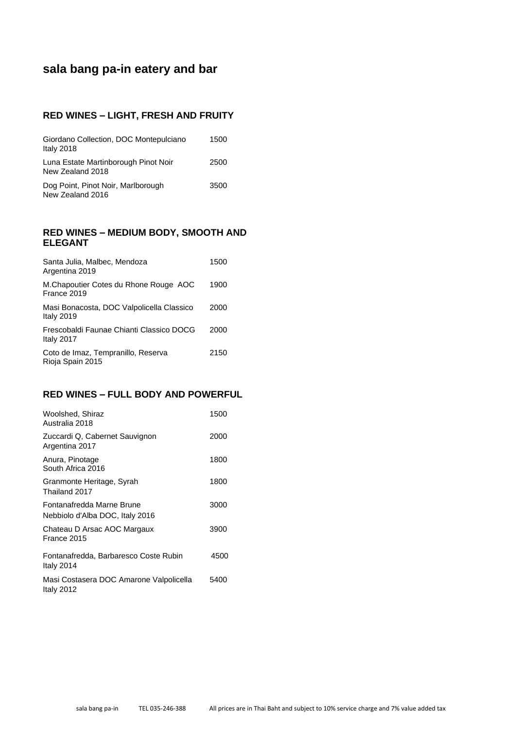# sala bang pa-in eatery and bar

## RED WINES – LIGHT, FRESH AND FRUITY

| | |
|---|---|
| Giordano Collection, DOC Montepulciano<br>Italy 2018 | 1500 |
| Luna Estate Martinborough Pinot Noir<br>New Zealand 2018 | 2500 |
| Dog Point, Pinot Noir, Marlborough<br>New Zealand 2016 | 3500 |

## RED WINES – MEDIUM BODY, SMOOTH AND ELEGANT

| | |
|---|---|
| Santa Julia, Malbec, Mendoza<br>Argentina 2019 | 1500 |
| M.Chapoutier Cotes du Rhone Rouge AOC<br>France 2019 | 1900 |
| Masi Bonacosta, DOC Valpolicella Classico<br>Italy 2019 | 2000 |
| Frescobaldi Faunae Chianti Classico DOCG<br>Italy 2017 | 2000 |
| Coto de Imaz, Tempranillo, Reserva<br>Rioja Spain 2015 | 2150 |

## RED WINES – FULL BODY AND POWERFUL

| | |
|---|---|
| Woolshed, Shiraz<br>Australia 2018 | 1500 |
| Zuccardi Q, Cabernet Sauvignon<br>Argentina 2017 | 2000 |
| Anura, Pinotage<br>South Africa 2016 | 1800 |
| Granmonte Heritage, Syrah<br>Thailand 2017 | 1800 |
| Fontanafredda Marne Brune<br>Nebbiolo d'Alba DOC, Italy 2016 | 3000 |
| Chateau D Arsac AOC Margaux<br>France 2015 | 3900 |
| Fontanafredda, Barbaresco Coste Rubin<br>Italy 2014 | 4500 |
| Masi Costasera DOC Amarone Valpolicella<br>Italy 2012 | 5400 |

sala bang pa-in TEL 035-246-388 All prices are in Thai Baht and subject to 10% service charge and 7% value added tax